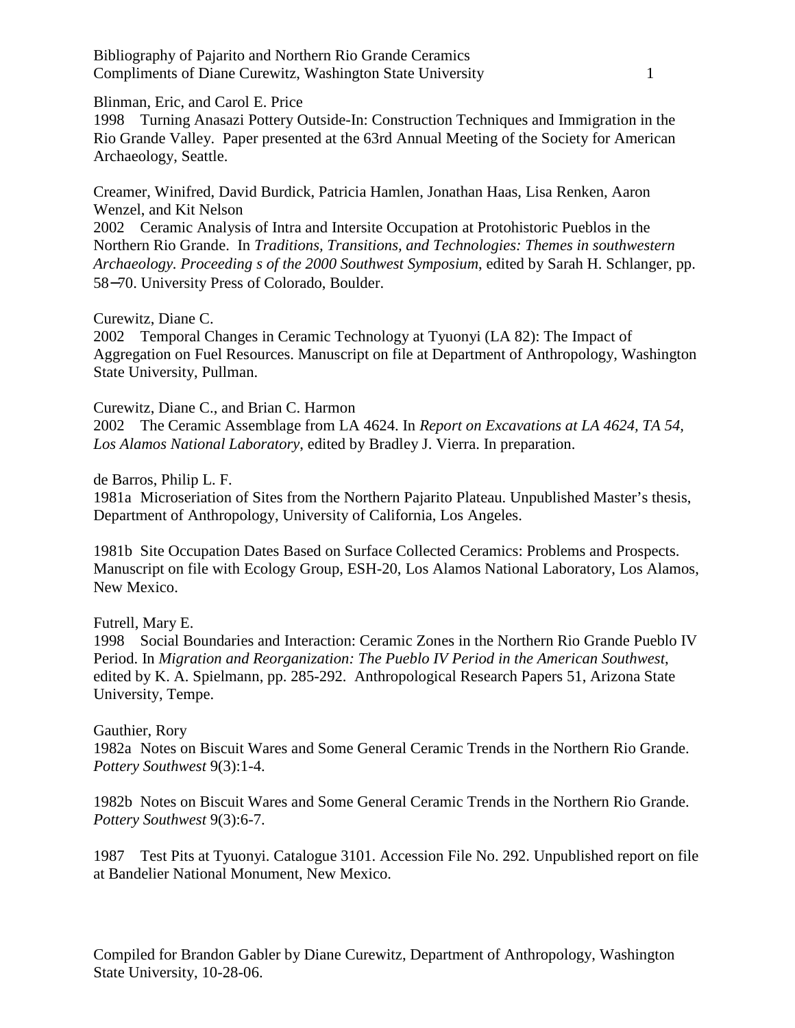Blinman, Eric, and Carol E. Price
1998 Turning Anasazi Pottery Outside-In: Construction Techniques and Immigration in the Rio Grande Valley. Paper presented at the 63rd Annual Meeting of the Society for American Archaeology, Seattle.

Creamer, Winifred, David Burdick, Patricia Hamlen, Jonathan Haas, Lisa Renken, Aaron Wenzel, and Kit Nelson
2002 Ceramic Analysis of Intra and Intersite Occupation at Protohistoric Pueblos in the Northern Rio Grande. In *Traditions, Transitions, and Technologies: Themes in southwestern Archaeology. Proceeding s of the 2000 Southwest Symposium*, edited by Sarah H. Schlanger, pp. 58–70. University Press of Colorado, Boulder.

Curewitz, Diane C.
2002 Temporal Changes in Ceramic Technology at Tyuonyi (LA 82): The Impact of Aggregation on Fuel Resources. Manuscript on file at Department of Anthropology, Washington State University, Pullman.

Curewitz, Diane C., and Brian C. Harmon
2002 The Ceramic Assemblage from LA 4624. In *Report on Excavations at LA 4624, TA 54, Los Alamos National Laboratory*, edited by Bradley J. Vierra. In preparation.

de Barros, Philip L. F.
1981a Microseriation of Sites from the Northern Pajarito Plateau. Unpublished Master's thesis, Department of Anthropology, University of California, Los Angeles.

1981b Site Occupation Dates Based on Surface Collected Ceramics: Problems and Prospects. Manuscript on file with Ecology Group, ESH-20, Los Alamos National Laboratory, Los Alamos, New Mexico.

Futrell, Mary E.
1998 Social Boundaries and Interaction: Ceramic Zones in the Northern Rio Grande Pueblo IV Period. In *Migration and Reorganization: The Pueblo IV Period in the American Southwest*, edited by K. A. Spielmann, pp. 285-292. Anthropological Research Papers 51, Arizona State University, Tempe.

Gauthier, Rory
1982a Notes on Biscuit Wares and Some General Ceramic Trends in the Northern Rio Grande. *Pottery Southwest* 9(3):1-4.

1982b Notes on Biscuit Wares and Some General Ceramic Trends in the Northern Rio Grande. *Pottery Southwest* 9(3):6-7.

1987 Test Pits at Tyuonyi. Catalogue 3101. Accession File No. 292. Unpublished report on file at Bandelier National Monument, New Mexico.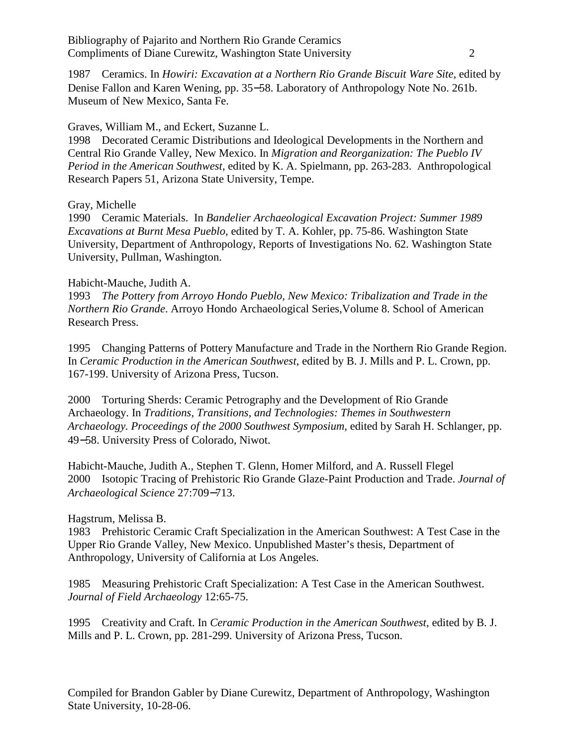1987 Ceramics. In *Howiri: Excavation at a Northern Rio Grande Biscuit Ware Site*, edited by Denise Fallon and Karen Wening, pp. 35‒58. Laboratory of Anthropology Note No. 261b. Museum of New Mexico, Santa Fe.

Graves, William M., and Eckert, Suzanne L.
1998 Decorated Ceramic Distributions and Ideological Developments in the Northern and Central Rio Grande Valley, New Mexico. In *Migration and Reorganization: The Pueblo IV Period in the American Southwest*, edited by K. A. Spielmann, pp. 263-283. Anthropological Research Papers 51, Arizona State University, Tempe.

Gray, Michelle
1990 Ceramic Materials. In *Bandelier Archaeological Excavation Project: Summer 1989 Excavations at Burnt Mesa Pueblo*, edited by T. A. Kohler, pp. 75-86. Washington State University, Department of Anthropology, Reports of Investigations No. 62. Washington State University, Pullman, Washington.

Habicht-Mauche, Judith A.
1993 *The Pottery from Arroyo Hondo Pueblo, New Mexico: Tribalization and Trade in the Northern Rio Grande*. Arroyo Hondo Archaeological Series,Volume 8. School of American Research Press.

1995 Changing Patterns of Pottery Manufacture and Trade in the Northern Rio Grande Region. In *Ceramic Production in the American Southwest*, edited by B. J. Mills and P. L. Crown, pp. 167-199. University of Arizona Press, Tucson.

2000 Torturing Sherds: Ceramic Petrography and the Development of Rio Grande Archaeology. In *Traditions, Transitions, and Technologies: Themes in Southwestern Archaeology. Proceedings of the 2000 Southwest Symposium,* edited by Sarah H. Schlanger, pp. 49‒58. University Press of Colorado, Niwot.

Habicht-Mauche, Judith A., Stephen T. Glenn, Homer Milford, and A. Russell Flegel
2000 Isotopic Tracing of Prehistoric Rio Grande Glaze-Paint Production and Trade. *Journal of Archaeological Science* 27:709‒713.

Hagstrum, Melissa B.
1983 Prehistoric Ceramic Craft Specialization in the American Southwest: A Test Case in the Upper Rio Grande Valley, New Mexico. Unpublished Master's thesis, Department of Anthropology, University of California at Los Angeles.

1985 Measuring Prehistoric Craft Specialization: A Test Case in the American Southwest. *Journal of Field Archaeology* 12:65-75.

1995 Creativity and Craft. In *Ceramic Production in the American Southwest*, edited by B. J. Mills and P. L. Crown, pp. 281-299. University of Arizona Press, Tucson.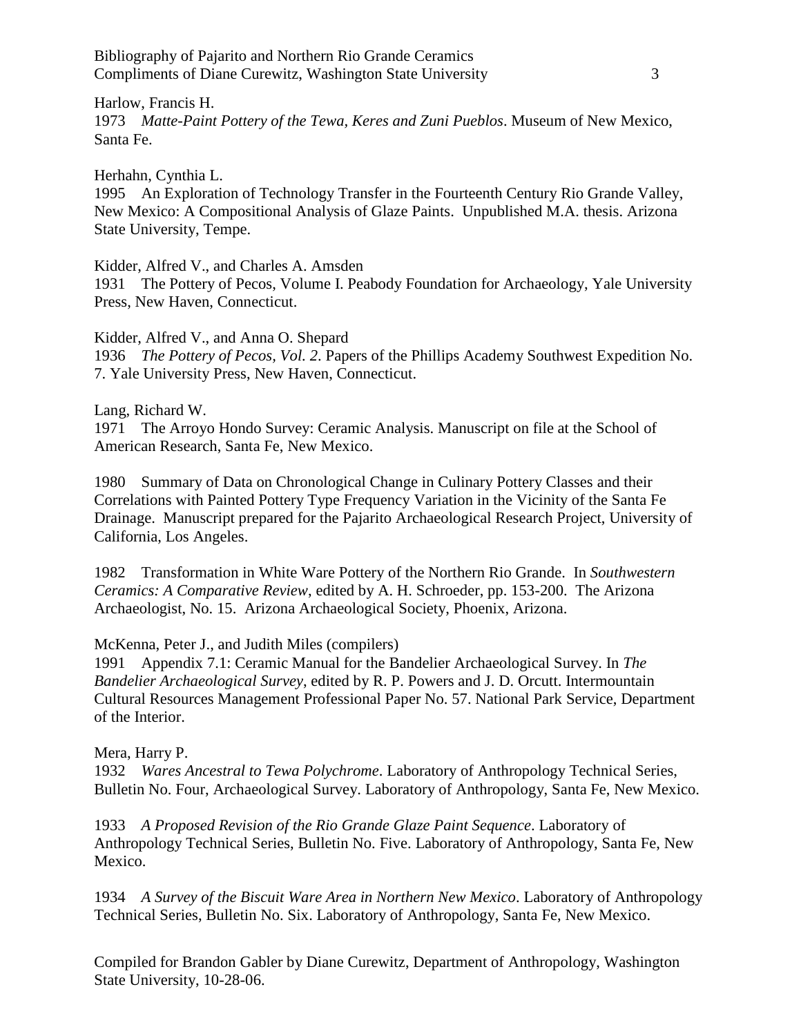Harlow, Francis H.
1973 *Matte-Paint Pottery of the Tewa, Keres and Zuni Pueblos*. Museum of New Mexico, Santa Fe.

Herhahn, Cynthia L.
1995 An Exploration of Technology Transfer in the Fourteenth Century Rio Grande Valley, New Mexico: A Compositional Analysis of Glaze Paints. Unpublished M.A. thesis. Arizona State University, Tempe.

Kidder, Alfred V., and Charles A. Amsden
1931 The Pottery of Pecos, Volume I. Peabody Foundation for Archaeology, Yale University Press, New Haven, Connecticut.

Kidder, Alfred V., and Anna O. Shepard
1936 *The Pottery of Pecos, Vol. 2*. Papers of the Phillips Academy Southwest Expedition No. 7. Yale University Press, New Haven, Connecticut.

Lang, Richard W.
1971 The Arroyo Hondo Survey: Ceramic Analysis. Manuscript on file at the School of American Research, Santa Fe, New Mexico.

1980 Summary of Data on Chronological Change in Culinary Pottery Classes and their Correlations with Painted Pottery Type Frequency Variation in the Vicinity of the Santa Fe Drainage. Manuscript prepared for the Pajarito Archaeological Research Project, University of California, Los Angeles.

1982 Transformation in White Ware Pottery of the Northern Rio Grande. In *Southwestern Ceramics: A Comparative Review*, edited by A. H. Schroeder, pp. 153-200. The Arizona Archaeologist, No. 15. Arizona Archaeological Society, Phoenix, Arizona.

McKenna, Peter J., and Judith Miles (compilers)
1991 Appendix 7.1: Ceramic Manual for the Bandelier Archaeological Survey. In *The Bandelier Archaeological Survey*, edited by R. P. Powers and J. D. Orcutt. Intermountain Cultural Resources Management Professional Paper No. 57. National Park Service, Department of the Interior.

Mera, Harry P.
1932 *Wares Ancestral to Tewa Polychrome*. Laboratory of Anthropology Technical Series, Bulletin No. Four, Archaeological Survey. Laboratory of Anthropology, Santa Fe, New Mexico.

1933 *A Proposed Revision of the Rio Grande Glaze Paint Sequence*. Laboratory of Anthropology Technical Series, Bulletin No. Five. Laboratory of Anthropology, Santa Fe, New Mexico.

1934 *A Survey of the Biscuit Ware Area in Northern New Mexico*. Laboratory of Anthropology Technical Series, Bulletin No. Six. Laboratory of Anthropology, Santa Fe, New Mexico.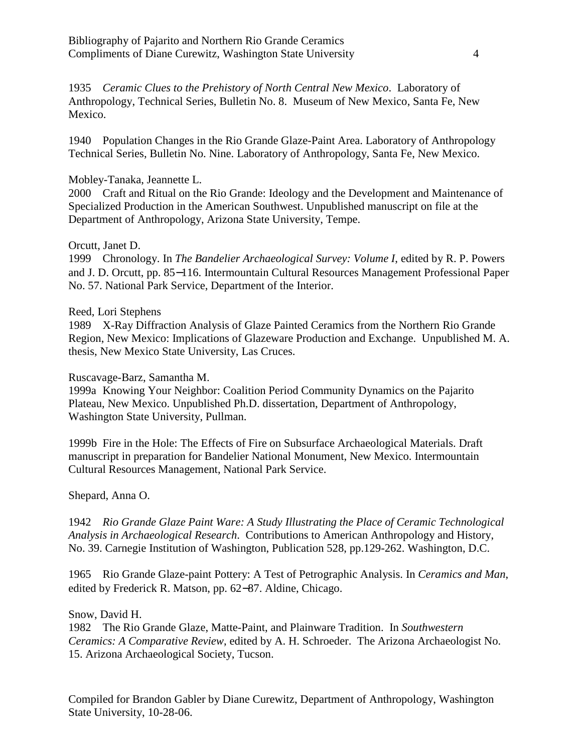1935 *Ceramic Clues to the Prehistory of North Central New Mexico*. Laboratory of Anthropology, Technical Series, Bulletin No. 8. Museum of New Mexico, Santa Fe, New Mexico.

1940 Population Changes in the Rio Grande Glaze-Paint Area. Laboratory of Anthropology Technical Series, Bulletin No. Nine. Laboratory of Anthropology, Santa Fe, New Mexico.

Mobley-Tanaka, Jeannette L.
2000 Craft and Ritual on the Rio Grande: Ideology and the Development and Maintenance of Specialized Production in the American Southwest. Unpublished manuscript on file at the Department of Anthropology, Arizona State University, Tempe.

Orcutt, Janet D.
1999 Chronology. In *The Bandelier Archaeological Survey: Volume I*, edited by R. P. Powers and J. D. Orcutt, pp. 85−116. Intermountain Cultural Resources Management Professional Paper No. 57. National Park Service, Department of the Interior.

Reed, Lori Stephens
1989 X-Ray Diffraction Analysis of Glaze Painted Ceramics from the Northern Rio Grande Region, New Mexico: Implications of Glazeware Production and Exchange. Unpublished M. A. thesis, New Mexico State University, Las Cruces.

Ruscavage-Barz, Samantha M.
1999a Knowing Your Neighbor: Coalition Period Community Dynamics on the Pajarito Plateau, New Mexico. Unpublished Ph.D. dissertation, Department of Anthropology, Washington State University, Pullman.

1999b Fire in the Hole: The Effects of Fire on Subsurface Archaeological Materials. Draft manuscript in preparation for Bandelier National Monument, New Mexico. Intermountain Cultural Resources Management, National Park Service.

Shepard, Anna O.

1942 *Rio Grande Glaze Paint Ware: A Study Illustrating the Place of Ceramic Technological Analysis in Archaeological Research*. Contributions to American Anthropology and History, No. 39. Carnegie Institution of Washington, Publication 528, pp.129-262. Washington, D.C.

1965 Rio Grande Glaze-paint Pottery: A Test of Petrographic Analysis. In *Ceramics and Man*, edited by Frederick R. Matson, pp. 62−87. Aldine, Chicago.

Snow, David H.
1982 The Rio Grande Glaze, Matte-Paint, and Plainware Tradition. In *Southwestern Ceramics: A Comparative Review*, edited by A. H. Schroeder. The Arizona Archaeologist No. 15. Arizona Archaeological Society, Tucson.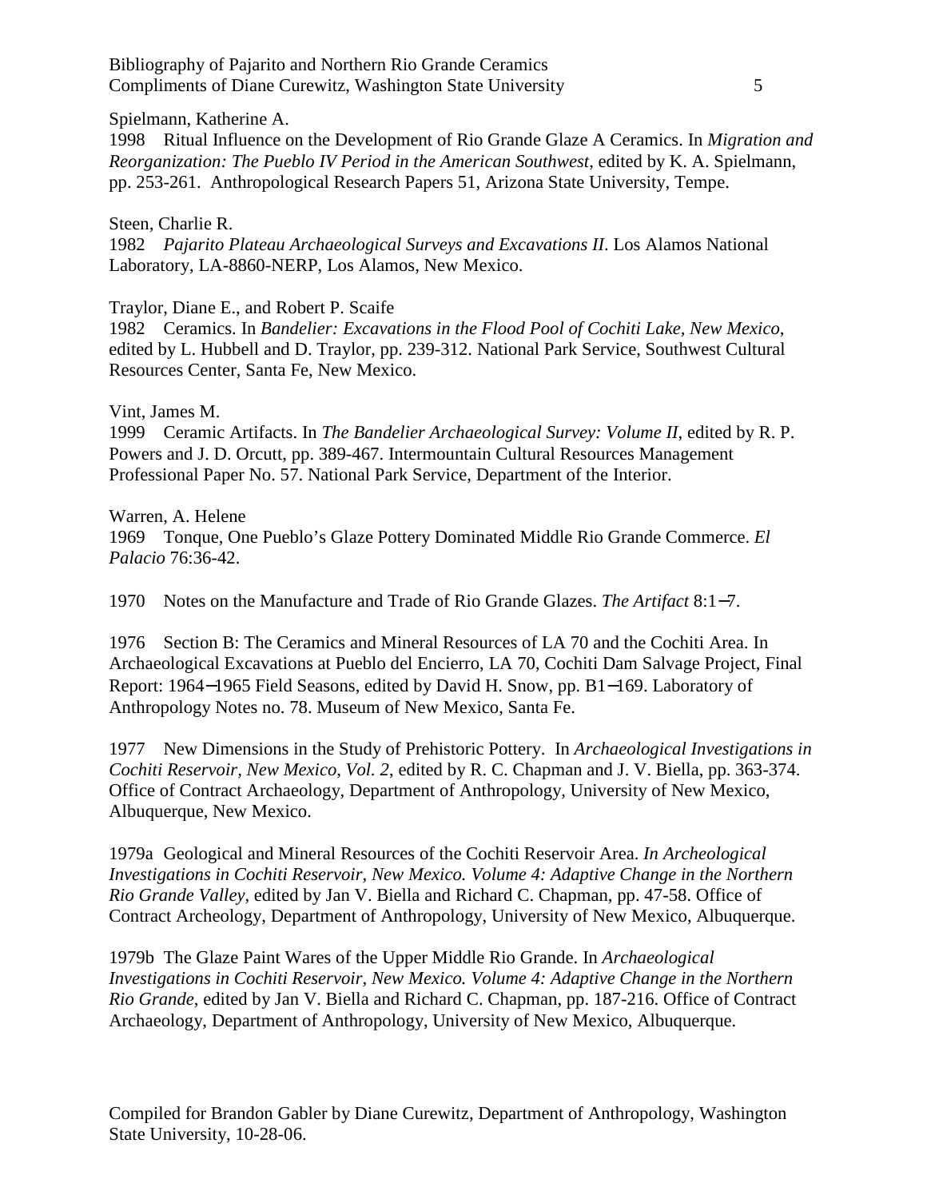Spielmann, Katherine A.

1998 Ritual Influence on the Development of Rio Grande Glaze A Ceramics. In *Migration and Reorganization: The Pueblo IV Period in the American Southwest*, edited by K. A. Spielmann, pp. 253-261. Anthropological Research Papers 51, Arizona State University, Tempe.

Steen, Charlie R.

1982 *Pajarito Plateau Archaeological Surveys and Excavations II*. Los Alamos National Laboratory, LA-8860-NERP, Los Alamos, New Mexico.

Traylor, Diane E., and Robert P. Scaife

1982 Ceramics. In *Bandelier: Excavations in the Flood Pool of Cochiti Lake, New Mexico*, edited by L. Hubbell and D. Traylor, pp. 239-312. National Park Service, Southwest Cultural Resources Center, Santa Fe, New Mexico.

Vint, James M.

1999 Ceramic Artifacts. In *The Bandelier Archaeological Survey: Volume II*, edited by R. P. Powers and J. D. Orcutt, pp. 389-467. Intermountain Cultural Resources Management Professional Paper No. 57. National Park Service, Department of the Interior.

Warren, A. Helene

1969 Tonque, One Pueblo's Glaze Pottery Dominated Middle Rio Grande Commerce. *El Palacio* 76:36-42.

1970 Notes on the Manufacture and Trade of Rio Grande Glazes. *The Artifact* 8:1−7.

1976 Section B: The Ceramics and Mineral Resources of LA 70 and the Cochiti Area. In Archaeological Excavations at Pueblo del Encierro, LA 70, Cochiti Dam Salvage Project, Final Report: 1964−1965 Field Seasons, edited by David H. Snow, pp. B1−169. Laboratory of Anthropology Notes no. 78. Museum of New Mexico, Santa Fe.

1977 New Dimensions in the Study of Prehistoric Pottery. In *Archaeological Investigations in Cochiti Reservoir, New Mexico, Vol. 2*, edited by R. C. Chapman and J. V. Biella, pp. 363-374. Office of Contract Archaeology, Department of Anthropology, University of New Mexico, Albuquerque, New Mexico.

1979a Geological and Mineral Resources of the Cochiti Reservoir Area. *In Archeological Investigations in Cochiti Reservoir, New Mexico. Volume 4: Adaptive Change in the Northern Rio Grande Valley*, edited by Jan V. Biella and Richard C. Chapman, pp. 47-58. Office of Contract Archeology, Department of Anthropology, University of New Mexico, Albuquerque.

1979b The Glaze Paint Wares of the Upper Middle Rio Grande. In *Archaeological Investigations in Cochiti Reservoir, New Mexico. Volume 4: Adaptive Change in the Northern Rio Grande*, edited by Jan V. Biella and Richard C. Chapman, pp. 187-216. Office of Contract Archaeology, Department of Anthropology, University of New Mexico, Albuquerque.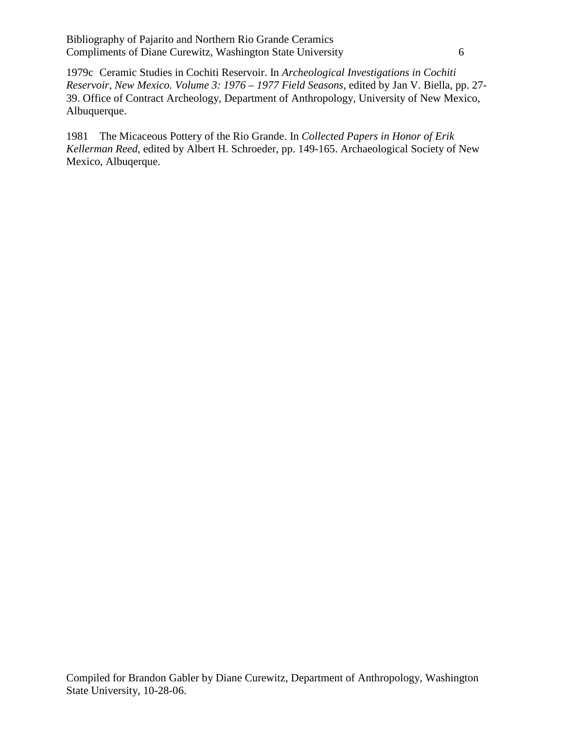1979c Ceramic Studies in Cochiti Reservoir. In *Archeological Investigations in Cochiti Reservoir, New Mexico. Volume 3: 1976 – 1977 Field Seasons*, edited by Jan V. Biella, pp. 27-39. Office of Contract Archeology, Department of Anthropology, University of New Mexico, Albuquerque.

1981 The Micaceous Pottery of the Rio Grande. In *Collected Papers in Honor of Erik Kellerman Reed*, edited by Albert H. Schroeder, pp. 149-165. Archaeological Society of New Mexico, Albuqerque.